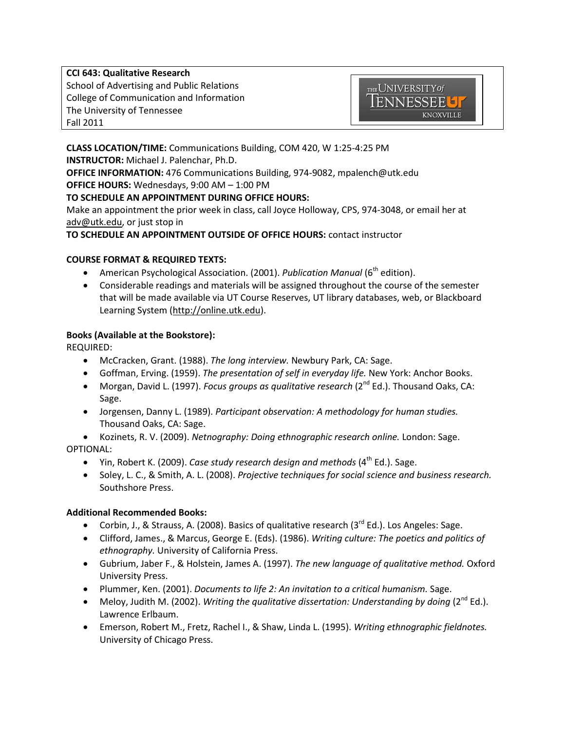**CCI 643: Qualitative Research**
School of Advertising and Public Relations
College of Communication and Information
The University of Tennessee
Fall 2011

**CLASS LOCATION/TIME:** Communications Building, COM 420, W 1:25-4:25 PM
**INSTRUCTOR:** Michael J. Palenchar, Ph.D.
**OFFICE INFORMATION:** 476 Communications Building, 974-9082, mpalench@utk.edu
**OFFICE HOURS:** Wednesdays, 9:00 AM – 1:00 PM
**TO SCHEDULE AN APPOINTMENT DURING OFFICE HOURS:**
Make an appointment the prior week in class, call Joyce Holloway, CPS, 974-3048, or email her at adv@utk.edu, or just stop in
**TO SCHEDULE AN APPOINTMENT OUTSIDE OF OFFICE HOURS:** contact instructor

**COURSE FORMAT & REQUIRED TEXTS:**

- American Psychological Association. (2001). *Publication Manual* (6th edition).
- Considerable readings and materials will be assigned throughout the course of the semester that will be made available via UT Course Reserves, UT library databases, web, or Blackboard Learning System (http://online.utk.edu).

**Books (Available at the Bookstore):**
REQUIRED:

- McCracken, Grant. (1988). *The long interview.* Newbury Park, CA: Sage.
- Goffman, Erving. (1959). *The presentation of self in everyday life.* New York: Anchor Books.
- Morgan, David L. (1997). *Focus groups as qualitative research* (2nd Ed.). Thousand Oaks, CA: Sage.
- Jorgensen, Danny L. (1989). *Participant observation: A methodology for human studies.* Thousand Oaks, CA: Sage.
- Kozinets, R. V. (2009). *Netnography: Doing ethnographic research online.* London: Sage.

OPTIONAL:

- Yin, Robert K. (2009). *Case study research design and methods* (4th Ed.). Sage.
- Soley, L. C., & Smith, A. L. (2008). *Projective techniques for social science and business research.* Southshore Press.

**Additional Recommended Books:**

- Corbin, J., & Strauss, A. (2008). Basics of qualitative research (3rd Ed.). Los Angeles: Sage.
- Clifford, James., & Marcus, George E. (Eds). (1986). *Writing culture: The poetics and politics of ethnography.* University of California Press.
- Gubrium, Jaber F., & Holstein, James A. (1997). *The new language of qualitative method.* Oxford University Press.
- Plummer, Ken. (2001). *Documents to life 2: An invitation to a critical humanism.* Sage.
- Meloy, Judith M. (2002). *Writing the qualitative dissertation: Understanding by doing* (2nd Ed.). Lawrence Erlbaum.
- Emerson, Robert M., Fretz, Rachel I., & Shaw, Linda L. (1995). *Writing ethnographic fieldnotes.* University of Chicago Press.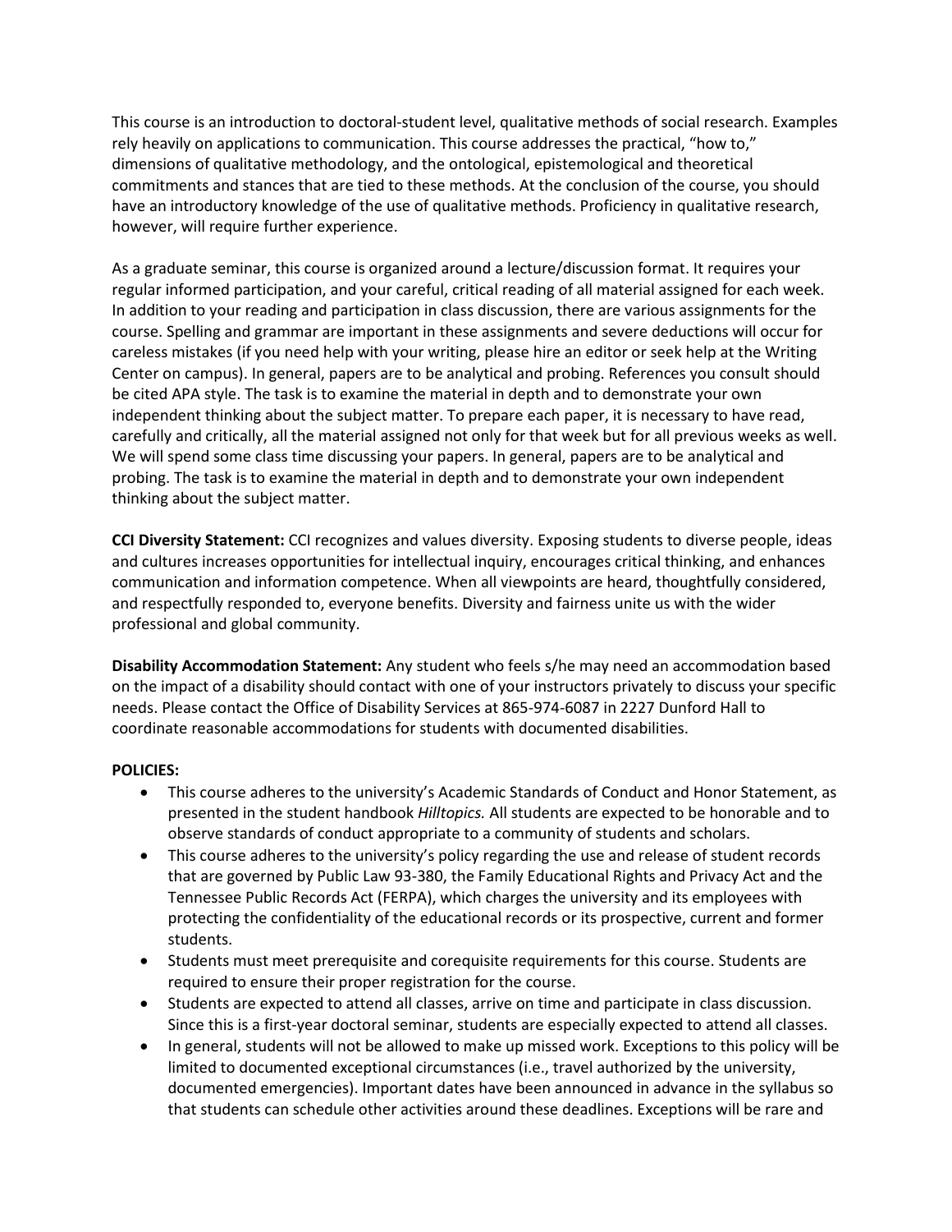This course is an introduction to doctoral-student level, qualitative methods of social research. Examples rely heavily on applications to communication. This course addresses the practical, "how to," dimensions of qualitative methodology, and the ontological, epistemological and theoretical commitments and stances that are tied to these methods. At the conclusion of the course, you should have an introductory knowledge of the use of qualitative methods. Proficiency in qualitative research, however, will require further experience.

As a graduate seminar, this course is organized around a lecture/discussion format. It requires your regular informed participation, and your careful, critical reading of all material assigned for each week. In addition to your reading and participation in class discussion, there are various assignments for the course. Spelling and grammar are important in these assignments and severe deductions will occur for careless mistakes (if you need help with your writing, please hire an editor or seek help at the Writing Center on campus). In general, papers are to be analytical and probing. References you consult should be cited APA style. The task is to examine the material in depth and to demonstrate your own independent thinking about the subject matter. To prepare each paper, it is necessary to have read, carefully and critically, all the material assigned not only for that week but for all previous weeks as well. We will spend some class time discussing your papers. In general, papers are to be analytical and probing. The task is to examine the material in depth and to demonstrate your own independent thinking about the subject matter.

**CCI Diversity Statement:** CCI recognizes and values diversity. Exposing students to diverse people, ideas and cultures increases opportunities for intellectual inquiry, encourages critical thinking, and enhances communication and information competence. When all viewpoints are heard, thoughtfully considered, and respectfully responded to, everyone benefits. Diversity and fairness unite us with the wider professional and global community.

**Disability Accommodation Statement:** Any student who feels s/he may need an accommodation based on the impact of a disability should contact with one of your instructors privately to discuss your specific needs. Please contact the Office of Disability Services at 865-974-6087 in 2227 Dunford Hall to coordinate reasonable accommodations for students with documented disabilities.

**POLICIES:**

- This course adheres to the university's Academic Standards of Conduct and Honor Statement, as presented in the student handbook *Hilltopics.* All students are expected to be honorable and to observe standards of conduct appropriate to a community of students and scholars.
- This course adheres to the university's policy regarding the use and release of student records that are governed by Public Law 93-380, the Family Educational Rights and Privacy Act and the Tennessee Public Records Act (FERPA), which charges the university and its employees with protecting the confidentiality of the educational records or its prospective, current and former students.
- Students must meet prerequisite and corequisite requirements for this course. Students are required to ensure their proper registration for the course.
- Students are expected to attend all classes, arrive on time and participate in class discussion. Since this is a first-year doctoral seminar, students are especially expected to attend all classes.
- In general, students will not be allowed to make up missed work. Exceptions to this policy will be limited to documented exceptional circumstances (i.e., travel authorized by the university, documented emergencies). Important dates have been announced in advance in the syllabus so that students can schedule other activities around these deadlines. Exceptions will be rare and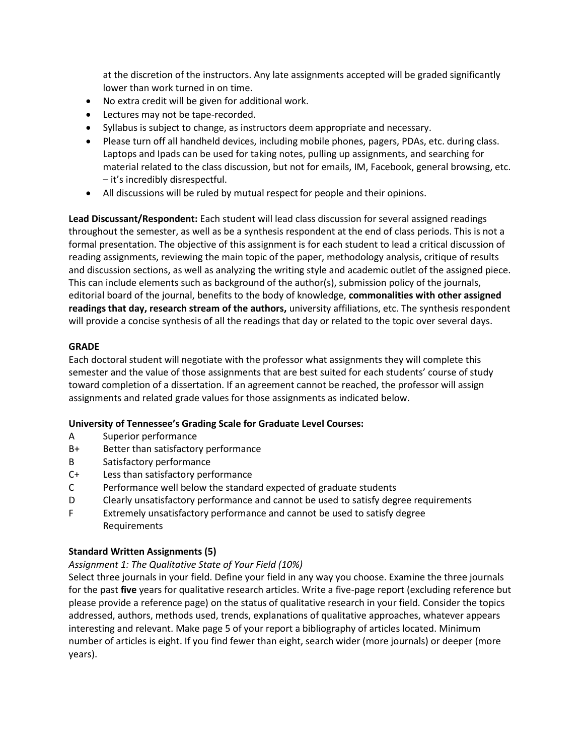at the discretion of the instructors. Any late assignments accepted will be graded significantly lower than work turned in on time.

- No extra credit will be given for additional work.
- Lectures may not be tape-recorded.
- Syllabus is subject to change, as instructors deem appropriate and necessary.
- Please turn off all handheld devices, including mobile phones, pagers, PDAs, etc. during class. Laptops and Ipads can be used for taking notes, pulling up assignments, and searching for material related to the class discussion, but not for emails, IM, Facebook, general browsing, etc. – it's incredibly disrespectful.
- All discussions will be ruled by mutual respect for people and their opinions.

**Lead Discussant/Respondent:** Each student will lead class discussion for several assigned readings throughout the semester, as well as be a synthesis respondent at the end of class periods. This is not a formal presentation. The objective of this assignment is for each student to lead a critical discussion of reading assignments, reviewing the main topic of the paper, methodology analysis, critique of results and discussion sections, as well as analyzing the writing style and academic outlet of the assigned piece. This can include elements such as background of the author(s), submission policy of the journals, editorial board of the journal, benefits to the body of knowledge, **commonalities with other assigned readings that day, research stream of the authors,** university affiliations, etc. The synthesis respondent will provide a concise synthesis of all the readings that day or related to the topic over several days.

**GRADE**

Each doctoral student will negotiate with the professor what assignments they will complete this semester and the value of those assignments that are best suited for each students' course of study toward completion of a dissertation. If an agreement cannot be reached, the professor will assign assignments and related grade values for those assignments as indicated below.

**University of Tennessee's Grading Scale for Graduate Level Courses:**

| | |
|---|---|
| A | Superior performance |
| B+ | Better than satisfactory performance |
| B | Satisfactory performance |
| C+ | Less than satisfactory performance |
| C | Performance well below the standard expected of graduate students |
| D | Clearly unsatisfactory performance and cannot be used to satisfy degree requirements |
| F | Extremely unsatisfactory performance and cannot be used to satisfy degree Requirements |

**Standard Written Assignments (5)**

*Assignment 1: The Qualitative State of Your Field (10%)*

Select three journals in your field. Define your field in any way you choose. Examine the three journals for the past **five** years for qualitative research articles. Write a five-page report (excluding reference but please provide a reference page) on the status of qualitative research in your field. Consider the topics addressed, authors, methods used, trends, explanations of qualitative approaches, whatever appears interesting and relevant. Make page 5 of your report a bibliography of articles located. Minimum number of articles is eight. If you find fewer than eight, search wider (more journals) or deeper (more years).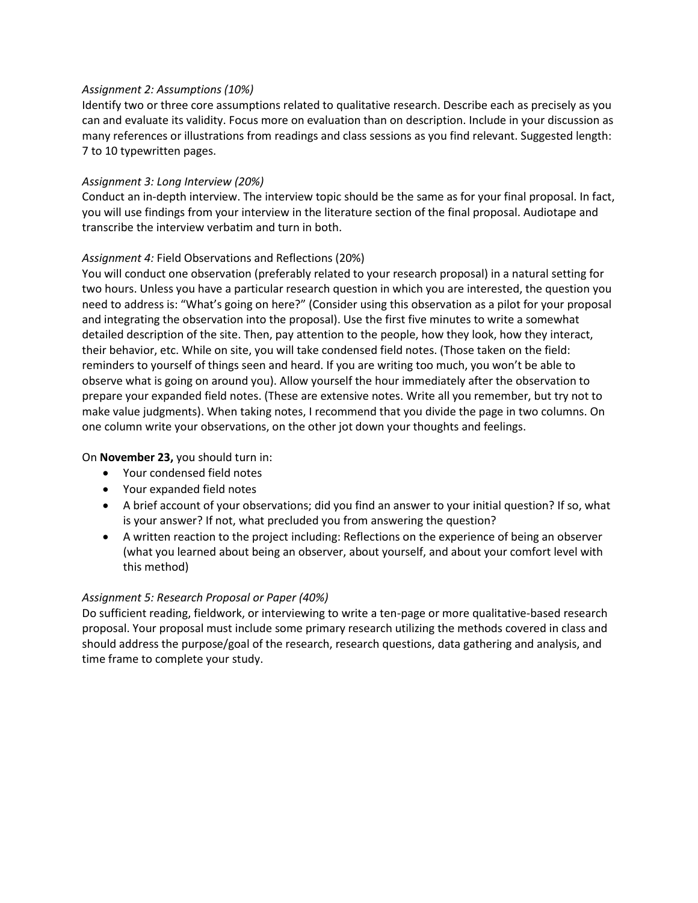*Assignment 2: Assumptions (10%)*

Identify two or three core assumptions related to qualitative research. Describe each as precisely as you can and evaluate its validity. Focus more on evaluation than on description. Include in your discussion as many references or illustrations from readings and class sessions as you find relevant. Suggested length: 7 to 10 typewritten pages.

*Assignment 3: Long Interview (20%)*

Conduct an in-depth interview. The interview topic should be the same as for your final proposal. In fact, you will use findings from your interview in the literature section of the final proposal. Audiotape and transcribe the interview verbatim and turn in both.

*Assignment 4:* Field Observations and Reflections (20%)

You will conduct one observation (preferably related to your research proposal) in a natural setting for two hours. Unless you have a particular research question in which you are interested, the question you need to address is: "What's going on here?" (Consider using this observation as a pilot for your proposal and integrating the observation into the proposal). Use the first five minutes to write a somewhat detailed description of the site. Then, pay attention to the people, how they look, how they interact, their behavior, etc. While on site, you will take condensed field notes. (Those taken on the field: reminders to yourself of things seen and heard. If you are writing too much, you won't be able to observe what is going on around you). Allow yourself the hour immediately after the observation to prepare your expanded field notes. (These are extensive notes. Write all you remember, but try not to make value judgments). When taking notes, I recommend that you divide the page in two columns. On one column write your observations, on the other jot down your thoughts and feelings.

On **November 23,** you should turn in:

- Your condensed field notes
- Your expanded field notes
- A brief account of your observations; did you find an answer to your initial question? If so, what is your answer? If not, what precluded you from answering the question?
- A written reaction to the project including: Reflections on the experience of being an observer (what you learned about being an observer, about yourself, and about your comfort level with this method)

*Assignment 5: Research Proposal or Paper (40%)*

Do sufficient reading, fieldwork, or interviewing to write a ten-page or more qualitative-based research proposal. Your proposal must include some primary research utilizing the methods covered in class and should address the purpose/goal of the research, research questions, data gathering and analysis, and time frame to complete your study.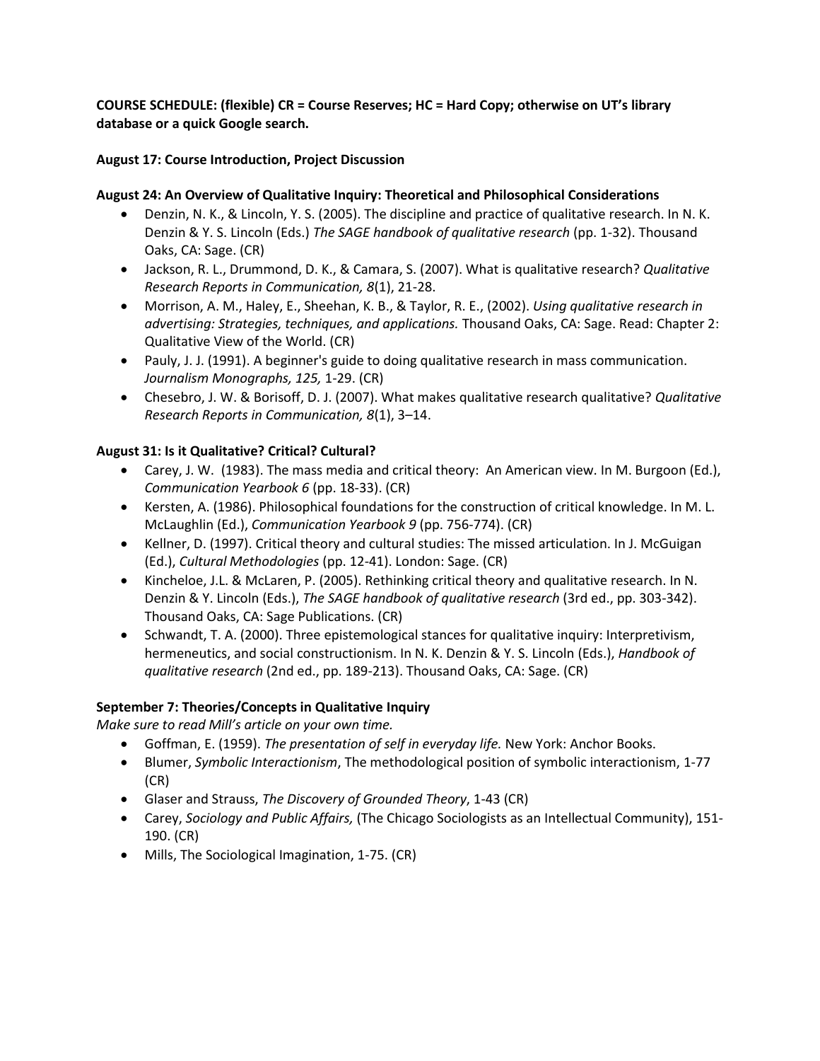**COURSE SCHEDULE: (flexible) CR = Course Reserves; HC = Hard Copy; otherwise on UT's library database or a quick Google search.**

**August 17: Course Introduction, Project Discussion**

**August 24: An Overview of Qualitative Inquiry: Theoretical and Philosophical Considerations**

- Denzin, N. K., & Lincoln, Y. S. (2005). The discipline and practice of qualitative research. In N. K. Denzin & Y. S. Lincoln (Eds.) *The SAGE handbook of qualitative research* (pp. 1-32). Thousand Oaks, CA: Sage. (CR)
- Jackson, R. L., Drummond, D. K., & Camara, S. (2007). What is qualitative research? *Qualitative Research Reports in Communication, 8*(1), 21-28.
- Morrison, A. M., Haley, E., Sheehan, K. B., & Taylor, R. E., (2002). *Using qualitative research in advertising: Strategies, techniques, and applications.* Thousand Oaks, CA: Sage. Read: Chapter 2: Qualitative View of the World. (CR)
- Pauly, J. J. (1991). A beginner's guide to doing qualitative research in mass communication. *Journalism Monographs, 125,* 1-29. (CR)
- Chesebro, J. W. & Borisoff, D. J. (2007). What makes qualitative research qualitative? *Qualitative Research Reports in Communication, 8*(1), 3–14.

**August 31: Is it Qualitative? Critical? Cultural?**

- Carey, J. W. (1983). The mass media and critical theory: An American view. In M. Burgoon (Ed.), *Communication Yearbook 6* (pp. 18-33). (CR)
- Kersten, A. (1986). Philosophical foundations for the construction of critical knowledge. In M. L. McLaughlin (Ed.), *Communication Yearbook 9* (pp. 756-774). (CR)
- Kellner, D. (1997). Critical theory and cultural studies: The missed articulation. In J. McGuigan (Ed.), *Cultural Methodologies* (pp. 12-41). London: Sage. (CR)
- Kincheloe, J.L. & McLaren, P. (2005). Rethinking critical theory and qualitative research. In N. Denzin & Y. Lincoln (Eds.), *The SAGE handbook of qualitative research* (3rd ed., pp. 303-342). Thousand Oaks, CA: Sage Publications. (CR)
- Schwandt, T. A. (2000). Three epistemological stances for qualitative inquiry: Interpretivism, hermeneutics, and social constructionism. In N. K. Denzin & Y. S. Lincoln (Eds.), *Handbook of qualitative research* (2nd ed., pp. 189-213). Thousand Oaks, CA: Sage. (CR)

**September 7: Theories/Concepts in Qualitative Inquiry**

*Make sure to read Mill's article on your own time.*

- Goffman, E. (1959). *The presentation of self in everyday life.* New York: Anchor Books.
- Blumer, *Symbolic Interactionism*, The methodological position of symbolic interactionism, 1-77 (CR)
- Glaser and Strauss, *The Discovery of Grounded Theory*, 1-43 (CR)
- Carey, *Sociology and Public Affairs,* (The Chicago Sociologists as an Intellectual Community), 151-190. (CR)
- Mills, The Sociological Imagination, 1-75. (CR)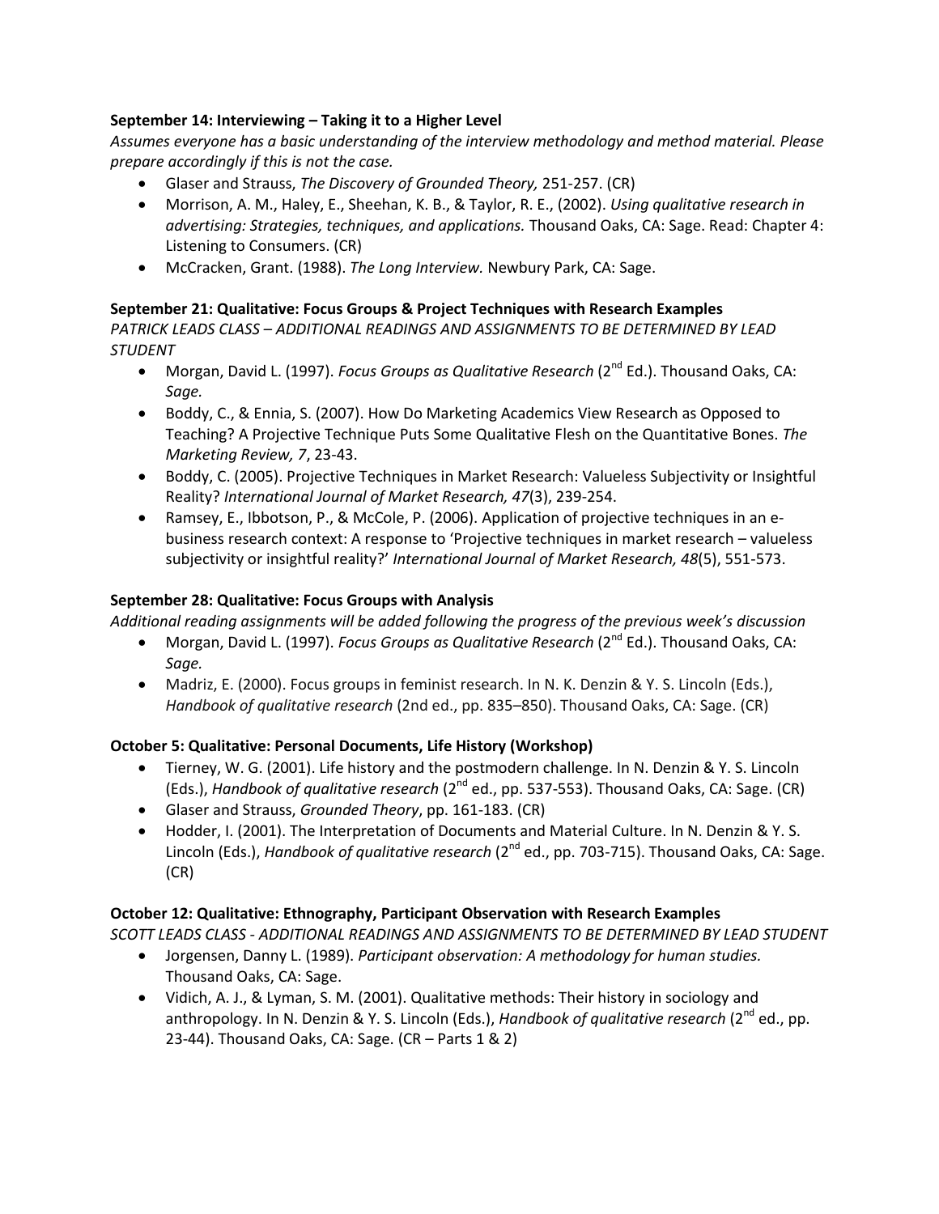**September 14: Interviewing – Taking it to a Higher Level**

*Assumes everyone has a basic understanding of the interview methodology and method material. Please prepare accordingly if this is not the case.*

- Glaser and Strauss, *The Discovery of Grounded Theory,* 251-257. (CR)
- Morrison, A. M., Haley, E., Sheehan, K. B., & Taylor, R. E., (2002). *Using qualitative research in advertising: Strategies, techniques, and applications.* Thousand Oaks, CA: Sage. Read: Chapter 4: Listening to Consumers. (CR)
- McCracken, Grant. (1988). *The Long Interview.* Newbury Park, CA: Sage.

**September 21: Qualitative: Focus Groups & Project Techniques with Research Examples**

*PATRICK LEADS CLASS – ADDITIONAL READINGS AND ASSIGNMENTS TO BE DETERMINED BY LEAD STUDENT*

- Morgan, David L. (1997). *Focus Groups as Qualitative Research* (2nd Ed.). Thousand Oaks, CA: *Sage.*
- Boddy, C., & Ennia, S. (2007). How Do Marketing Academics View Research as Opposed to Teaching? A Projective Technique Puts Some Qualitative Flesh on the Quantitative Bones. *The Marketing Review, 7*, 23-43.
- Boddy, C. (2005). Projective Techniques in Market Research: Valueless Subjectivity or Insightful Reality? *International Journal of Market Research, 47*(3), 239-254.
- Ramsey, E., Ibbotson, P., & McCole, P. (2006). Application of projective techniques in an e-business research context: A response to 'Projective techniques in market research – valueless subjectivity or insightful reality?' *International Journal of Market Research, 48*(5), 551-573.

**September 28: Qualitative: Focus Groups with Analysis**

*Additional reading assignments will be added following the progress of the previous week's discussion*

- Morgan, David L. (1997). *Focus Groups as Qualitative Research* (2nd Ed.). Thousand Oaks, CA: *Sage.*
- Madriz, E. (2000). Focus groups in feminist research. In N. K. Denzin & Y. S. Lincoln (Eds.), *Handbook of qualitative research* (2nd ed., pp. 835–850). Thousand Oaks, CA: Sage. (CR)

**October 5: Qualitative: Personal Documents, Life History (Workshop)**

- Tierney, W. G. (2001). Life history and the postmodern challenge. In N. Denzin & Y. S. Lincoln (Eds.), *Handbook of qualitative research* (2nd ed., pp. 537-553). Thousand Oaks, CA: Sage. (CR)
- Glaser and Strauss, *Grounded Theory*, pp. 161-183. (CR)
- Hodder, I. (2001). The Interpretation of Documents and Material Culture. In N. Denzin & Y. S. Lincoln (Eds.), *Handbook of qualitative research* (2nd ed., pp. 703-715). Thousand Oaks, CA: Sage. (CR)

**October 12: Qualitative: Ethnography, Participant Observation with Research Examples**

*SCOTT LEADS CLASS - ADDITIONAL READINGS AND ASSIGNMENTS TO BE DETERMINED BY LEAD STUDENT*

- Jorgensen, Danny L. (1989). *Participant observation: A methodology for human studies.* Thousand Oaks, CA: Sage.
- Vidich, A. J., & Lyman, S. M. (2001). Qualitative methods: Their history in sociology and anthropology. In N. Denzin & Y. S. Lincoln (Eds.), *Handbook of qualitative research* (2nd ed., pp. 23-44). Thousand Oaks, CA: Sage. (CR – Parts 1 & 2)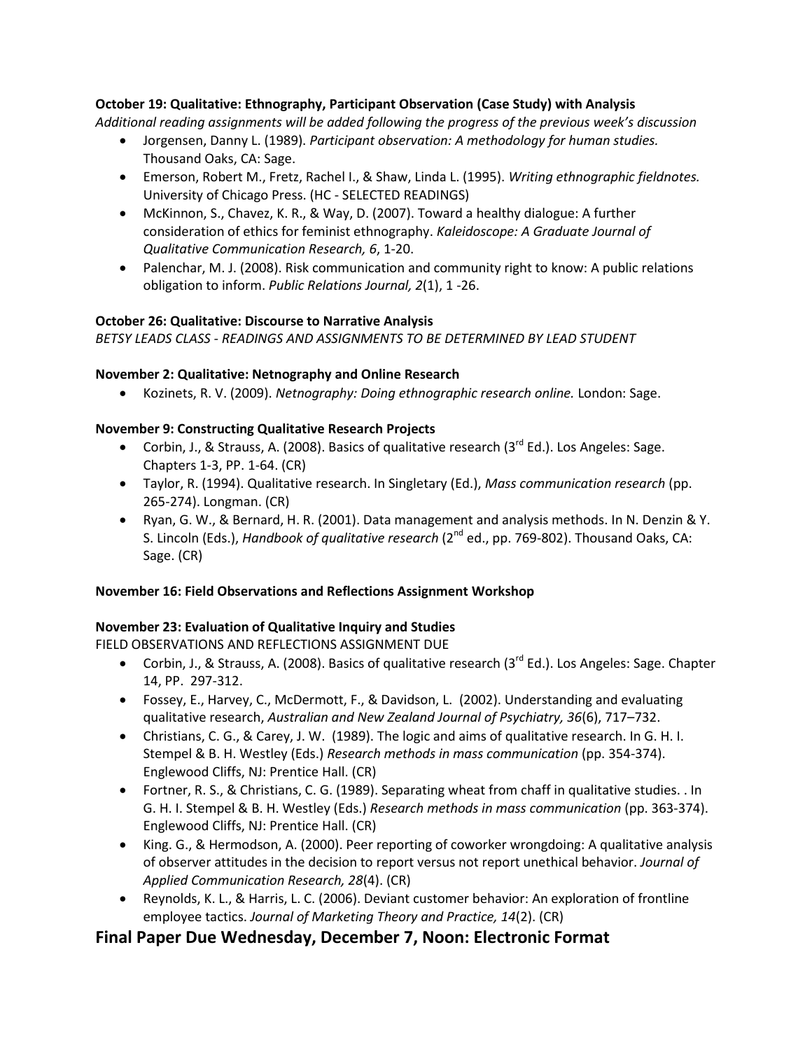**October 19: Qualitative: Ethnography, Participant Observation (Case Study) with Analysis**

*Additional reading assignments will be added following the progress of the previous week's discussion*

- Jorgensen, Danny L. (1989). *Participant observation: A methodology for human studies.* Thousand Oaks, CA: Sage.
- Emerson, Robert M., Fretz, Rachel I., & Shaw, Linda L. (1995). *Writing ethnographic fieldnotes.* University of Chicago Press. (HC - SELECTED READINGS)
- McKinnon, S., Chavez, K. R., & Way, D. (2007). Toward a healthy dialogue: A further consideration of ethics for feminist ethnography. *Kaleidoscope: A Graduate Journal of Qualitative Communication Research, 6*, 1-20.
- Palenchar, M. J. (2008). Risk communication and community right to know: A public relations obligation to inform. *Public Relations Journal, 2*(1), 1 -26.

**October 26: Qualitative: Discourse to Narrative Analysis**

*BETSY LEADS CLASS - READINGS AND ASSIGNMENTS TO BE DETERMINED BY LEAD STUDENT*

**November 2: Qualitative: Netnography and Online Research**

- Kozinets, R. V. (2009). *Netnography: Doing ethnographic research online.* London: Sage.

**November 9: Constructing Qualitative Research Projects**

- Corbin, J., & Strauss, A. (2008). Basics of qualitative research (3rd Ed.). Los Angeles: Sage. Chapters 1-3, PP. 1-64. (CR)
- Taylor, R. (1994). Qualitative research. In Singletary (Ed.), *Mass communication research* (pp. 265-274). Longman. (CR)
- Ryan, G. W., & Bernard, H. R. (2001). Data management and analysis methods. In N. Denzin & Y. S. Lincoln (Eds.), *Handbook of qualitative research* (2nd ed., pp. 769-802). Thousand Oaks, CA: Sage. (CR)

**November 16: Field Observations and Reflections Assignment Workshop**

**November 23: Evaluation of Qualitative Inquiry and Studies**

FIELD OBSERVATIONS AND REFLECTIONS ASSIGNMENT DUE

- Corbin, J., & Strauss, A. (2008). Basics of qualitative research (3rd Ed.). Los Angeles: Sage. Chapter 14, PP. 297-312.
- Fossey, E., Harvey, C., McDermott, F., & Davidson, L. (2002). Understanding and evaluating qualitative research, *Australian and New Zealand Journal of Psychiatry, 36*(6), 717–732.
- Christians, C. G., & Carey, J. W. (1989). The logic and aims of qualitative research. In G. H. I. Stempel & B. H. Westley (Eds.) *Research methods in mass communication* (pp. 354-374). Englewood Cliffs, NJ: Prentice Hall. (CR)
- Fortner, R. S., & Christians, C. G. (1989). Separating wheat from chaff in qualitative studies. . In G. H. I. Stempel & B. H. Westley (Eds.) *Research methods in mass communication* (pp. 363-374). Englewood Cliffs, NJ: Prentice Hall. (CR)
- King. G., & Hermodson, A. (2000). Peer reporting of coworker wrongdoing: A qualitative analysis of observer attitudes in the decision to report versus not report unethical behavior. *Journal of Applied Communication Research, 28*(4). (CR)
- Reynolds, K. L., & Harris, L. C. (2006). Deviant customer behavior: An exploration of frontline employee tactics. *Journal of Marketing Theory and Practice, 14*(2). (CR)

## Final Paper Due Wednesday, December 7, Noon: Electronic Format